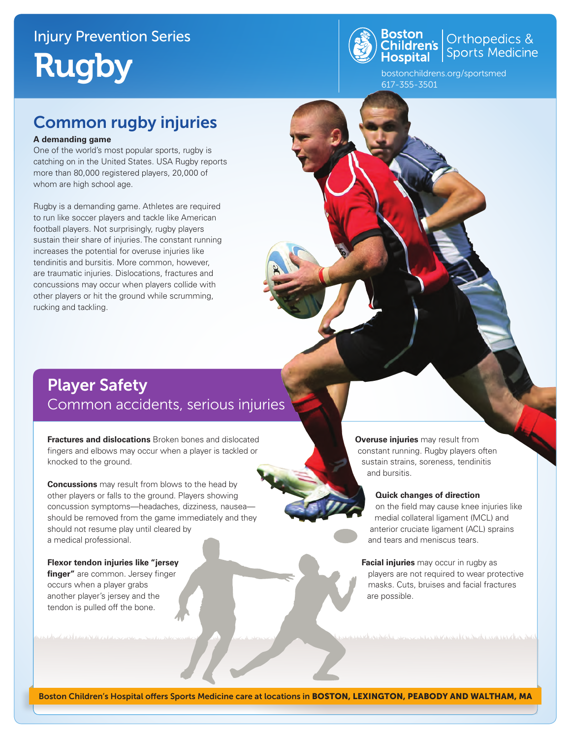Injury Prevention Series

# Rugby

Boston Children's Hospital | Orthopedics & Sports Medicine

bostonchildrens.org/sportsmed
617-355-3501

## Common rugby injuries

**A demanding game**

One of the world's most popular sports, rugby is catching on in the United States. USA Rugby reports more than 80,000 registered players, 20,000 of whom are high school age.

Rugby is a demanding game. Athletes are required to run like soccer players and tackle like American football players. Not surprisingly, rugby players sustain their share of injuries. The constant running increases the potential for overuse injuries like tendinitis and bursitis. More common, however, are traumatic injuries. Dislocations, fractures and concussions may occur when players collide with other players or hit the ground while scrumming, rucking and tackling.

## Player Safety

### Common accidents, serious injuries

**Fractures and dislocations** Broken bones and dislocated fingers and elbows may occur when a player is tackled or knocked to the ground.

**Concussions** may result from blows to the head by other players or falls to the ground. Players showing concussion symptoms—headaches, dizziness, nausea—should be removed from the game immediately and they should not resume play until cleared by a medical professional.

**Flexor tendon injuries like "jersey finger"** are common. Jersey finger occurs when a player grabs another player's jersey and the tendon is pulled off the bone.

**Overuse injuries** may result from constant running. Rugby players often sustain strains, soreness, tendinitis and bursitis.

**Quick changes of direction** on the field may cause knee injuries like medial collateral ligament (MCL) and anterior cruciate ligament (ACL) sprains and tears and meniscus tears.

**Facial injuries** may occur in rugby as players are not required to wear protective masks. Cuts, bruises and facial fractures are possible.

Boston Children's Hospital offers Sports Medicine care at locations in **BOSTON, LEXINGTON, PEABODY AND WALTHAM, MA**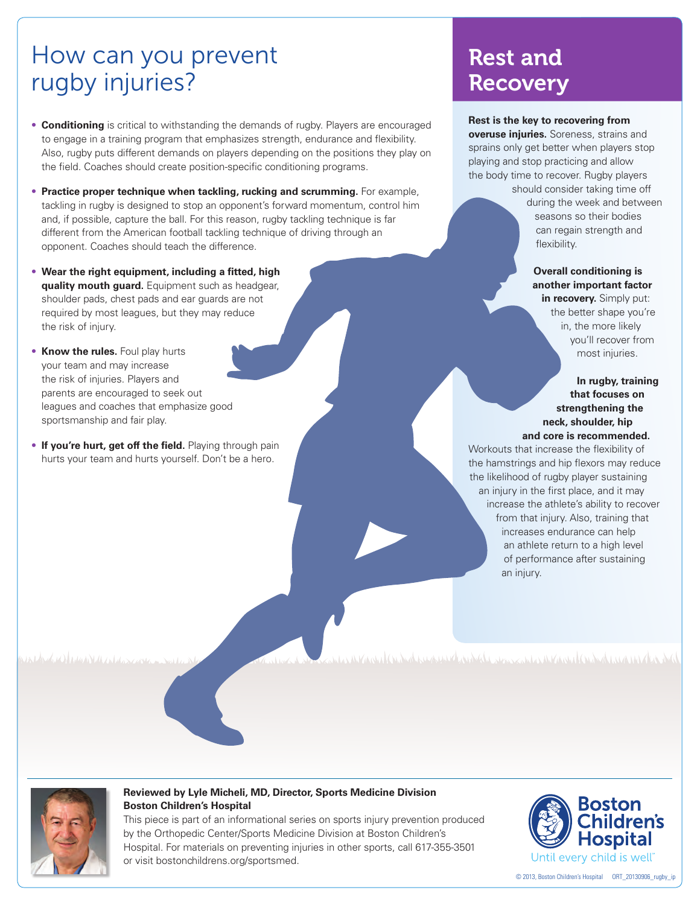# How can you prevent rugby injuries?

- **Conditioning** is critical to withstanding the demands of rugby. Players are encouraged to engage in a training program that emphasizes strength, endurance and flexibility. Also, rugby puts different demands on players depending on the positions they play on the field. Coaches should create position-specific conditioning programs.
- **Practice proper technique when tackling, rucking and scrumming.** For example, tackling in rugby is designed to stop an opponent's forward momentum, control him and, if possible, capture the ball. For this reason, rugby tackling technique is far different from the American football tackling technique of driving through an opponent. Coaches should teach the difference.
- **Wear the right equipment, including a fitted, high quality mouth guard.** Equipment such as headgear, shoulder pads, chest pads and ear guards are not required by most leagues, but they may reduce the risk of injury.
- **Know the rules.** Foul play hurts your team and may increase the risk of injuries. Players and parents are encouraged to seek out leagues and coaches that emphasize good sportsmanship and fair play.
- **If you're hurt, get off the field.** Playing through pain hurts your team and hurts yourself. Don't be a hero.

## Rest and Recovery

**Rest is the key to recovering from overuse injuries.** Soreness, strains and sprains only get better when players stop playing and stop practicing and allow the body time to recover. Rugby players should consider taking time off during the week and between seasons so their bodies can regain strength and flexibility.

**Overall conditioning is another important factor in recovery.** Simply put: the better shape you're in, the more likely you'll recover from most injuries.

**In rugby, training that focuses on strengthening the neck, shoulder, hip and core is recommended.** Workouts that increase the flexibility of the hamstrings and hip flexors may reduce the likelihood of rugby player sustaining an injury in the first place, and it may increase the athlete's ability to recover from that injury. Also, training that increases endurance can help an athlete return to a high level of performance after sustaining an injury.

**Reviewed by Lyle Micheli, MD, Director, Sports Medicine Division**
**Boston Children's Hospital**

This piece is part of an informational series on sports injury prevention produced by the Orthopedic Center/Sports Medicine Division at Boston Children's Hospital. For materials on preventing injuries in other sports, call 617-355-3501 or visit bostonchildrens.org/sportsmed.

Boston Children's Hospital
Until every child is well℠

© 2013, Boston Children's Hospital ORT_20130906_rugby_ip